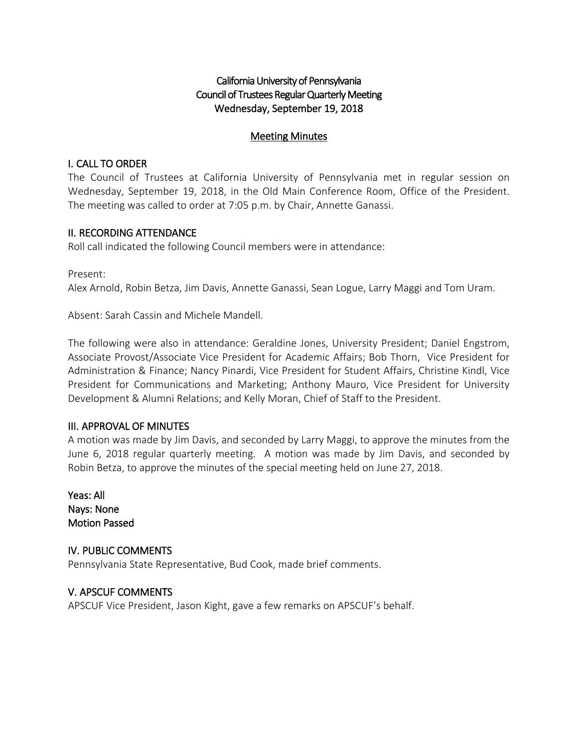# California University of Pennsylvania
# Council of Trustees Regular Quarterly Meeting
# Wednesday, September 19, 2018

## Meeting Minutes

### I. CALL TO ORDER

The Council of Trustees at California University of Pennsylvania met in regular session on Wednesday, September 19, 2018, in the Old Main Conference Room, Office of the President. The meeting was called to order at 7:05 p.m. by Chair, Annette Ganassi.

### II. RECORDING ATTENDANCE

Roll call indicated the following Council members were in attendance:

Present:
Alex Arnold, Robin Betza, Jim Davis, Annette Ganassi, Sean Logue, Larry Maggi and Tom Uram.

Absent: Sarah Cassin and Michele Mandell.

The following were also in attendance: Geraldine Jones, University President; Daniel Engstrom, Associate Provost/Associate Vice President for Academic Affairs; Bob Thorn, Vice President for Administration & Finance; Nancy Pinardi, Vice President for Student Affairs, Christine Kindl, Vice President for Communications and Marketing; Anthony Mauro, Vice President for University Development & Alumni Relations; and Kelly Moran, Chief of Staff to the President.

### III. APPROVAL OF MINUTES

A motion was made by Jim Davis, and seconded by Larry Maggi, to approve the minutes from the June 6, 2018 regular quarterly meeting. A motion was made by Jim Davis, and seconded by Robin Betza, to approve the minutes of the special meeting held on June 27, 2018.

**Yeas: All**
**Nays: None**
**Motion Passed**

### IV. PUBLIC COMMENTS

Pennsylvania State Representative, Bud Cook, made brief comments.

### V. APSCUF COMMENTS

APSCUF Vice President, Jason Kight, gave a few remarks on APSCUF's behalf.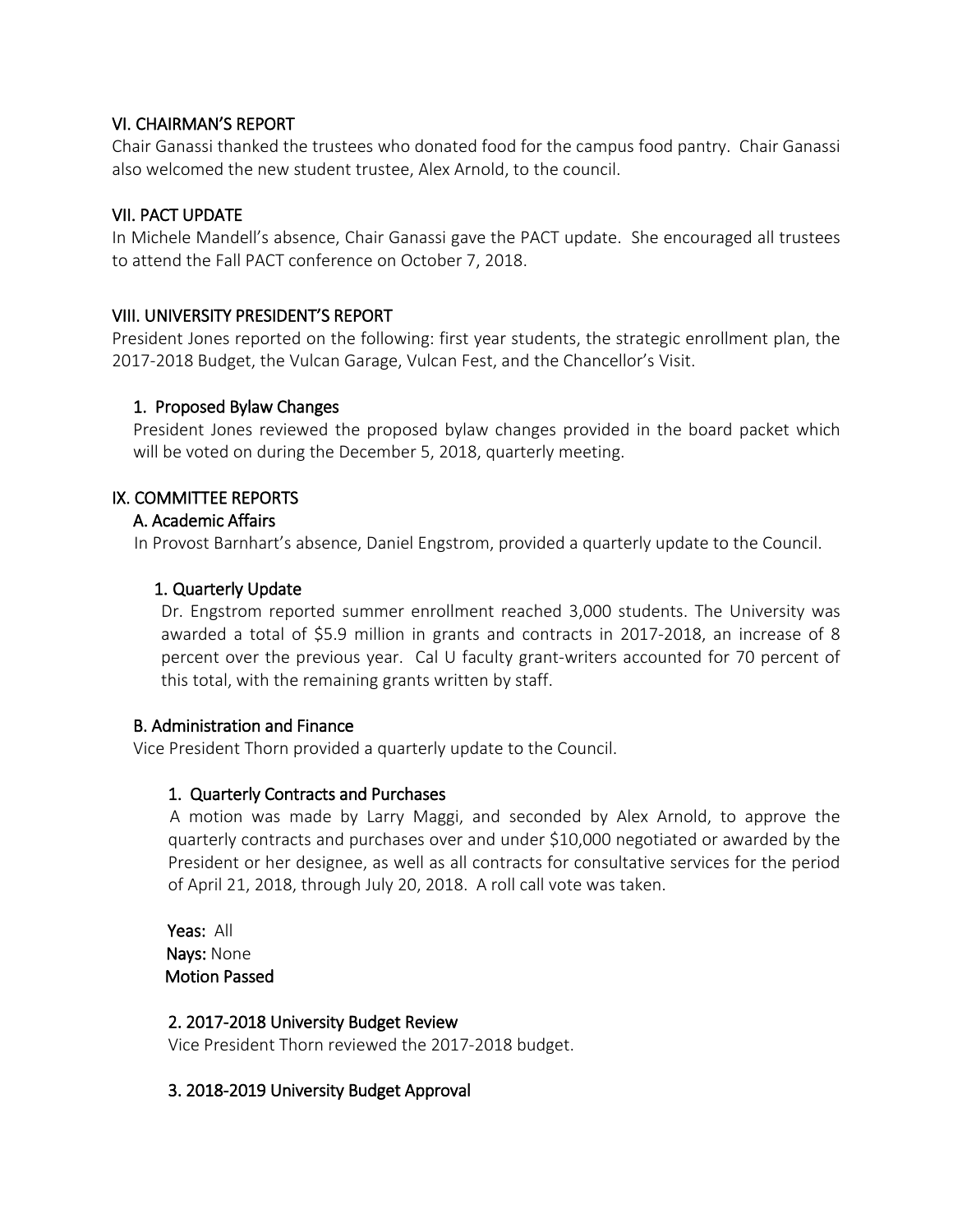## VI. CHAIRMAN'S REPORT

Chair Ganassi thanked the trustees who donated food for the campus food pantry. Chair Ganassi also welcomed the new student trustee, Alex Arnold, to the council.

## VII. PACT UPDATE

In Michele Mandell's absence, Chair Ganassi gave the PACT update. She encouraged all trustees to attend the Fall PACT conference on October 7, 2018.

## VIII. UNIVERSITY PRESIDENT'S REPORT

President Jones reported on the following: first year students, the strategic enrollment plan, the 2017-2018 Budget, the Vulcan Garage, Vulcan Fest, and the Chancellor's Visit.

### 1. Proposed Bylaw Changes

President Jones reviewed the proposed bylaw changes provided in the board packet which will be voted on during the December 5, 2018, quarterly meeting.

## IX. COMMITTEE REPORTS

### A. Academic Affairs

In Provost Barnhart's absence, Daniel Engstrom, provided a quarterly update to the Council.

#### 1. Quarterly Update

Dr. Engstrom reported summer enrollment reached 3,000 students. The University was awarded a total of $5.9 million in grants and contracts in 2017-2018, an increase of 8 percent over the previous year. Cal U faculty grant-writers accounted for 70 percent of this total, with the remaining grants written by staff.

### B. Administration and Finance

Vice President Thorn provided a quarterly update to the Council.

#### 1. Quarterly Contracts and Purchases

A motion was made by Larry Maggi, and seconded by Alex Arnold, to approve the quarterly contracts and purchases over and under $10,000 negotiated or awarded by the President or her designee, as well as all contracts for consultative services for the period of April 21, 2018, through July 20, 2018. A roll call vote was taken.

**Yeas:** All
**Nays:** None
**Motion Passed**

#### 2. 2017-2018 University Budget Review

Vice President Thorn reviewed the 2017-2018 budget.

#### 3. 2018-2019 University Budget Approval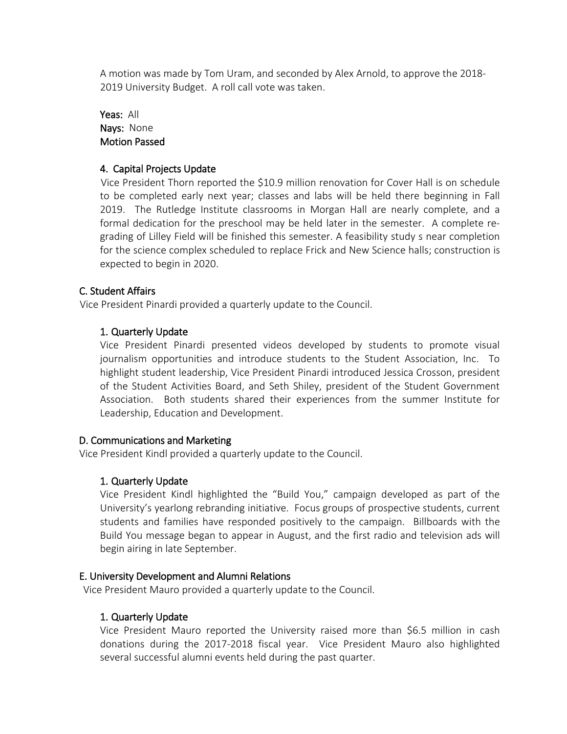A motion was made by Tom Uram, and seconded by Alex Arnold, to approve the 2018-2019 University Budget. A roll call vote was taken.

**Yeas:** All
**Nays:** None
**Motion Passed**

#### 4. Capital Projects Update

Vice President Thorn reported the $10.9 million renovation for Cover Hall is on schedule to be completed early next year; classes and labs will be held there beginning in Fall 2019. The Rutledge Institute classrooms in Morgan Hall are nearly complete, and a formal dedication for the preschool may be held later in the semester. A complete re-grading of Lilley Field will be finished this semester. A feasibility study s near completion for the science complex scheduled to replace Frick and New Science halls; construction is expected to begin in 2020.

### C. Student Affairs

Vice President Pinardi provided a quarterly update to the Council.

#### 1. Quarterly Update

Vice President Pinardi presented videos developed by students to promote visual journalism opportunities and introduce students to the Student Association, Inc. To highlight student leadership, Vice President Pinardi introduced Jessica Crosson, president of the Student Activities Board, and Seth Shiley, president of the Student Government Association. Both students shared their experiences from the summer Institute for Leadership, Education and Development.

### D. Communications and Marketing

Vice President Kindl provided a quarterly update to the Council.

#### 1. Quarterly Update

Vice President Kindl highlighted the "Build You," campaign developed as part of the University's yearlong rebranding initiative. Focus groups of prospective students, current students and families have responded positively to the campaign. Billboards with the Build You message began to appear in August, and the first radio and television ads will begin airing in late September.

### E. University Development and Alumni Relations

Vice President Mauro provided a quarterly update to the Council.

#### 1. Quarterly Update

Vice President Mauro reported the University raised more than $6.5 million in cash donations during the 2017-2018 fiscal year. Vice President Mauro also highlighted several successful alumni events held during the past quarter.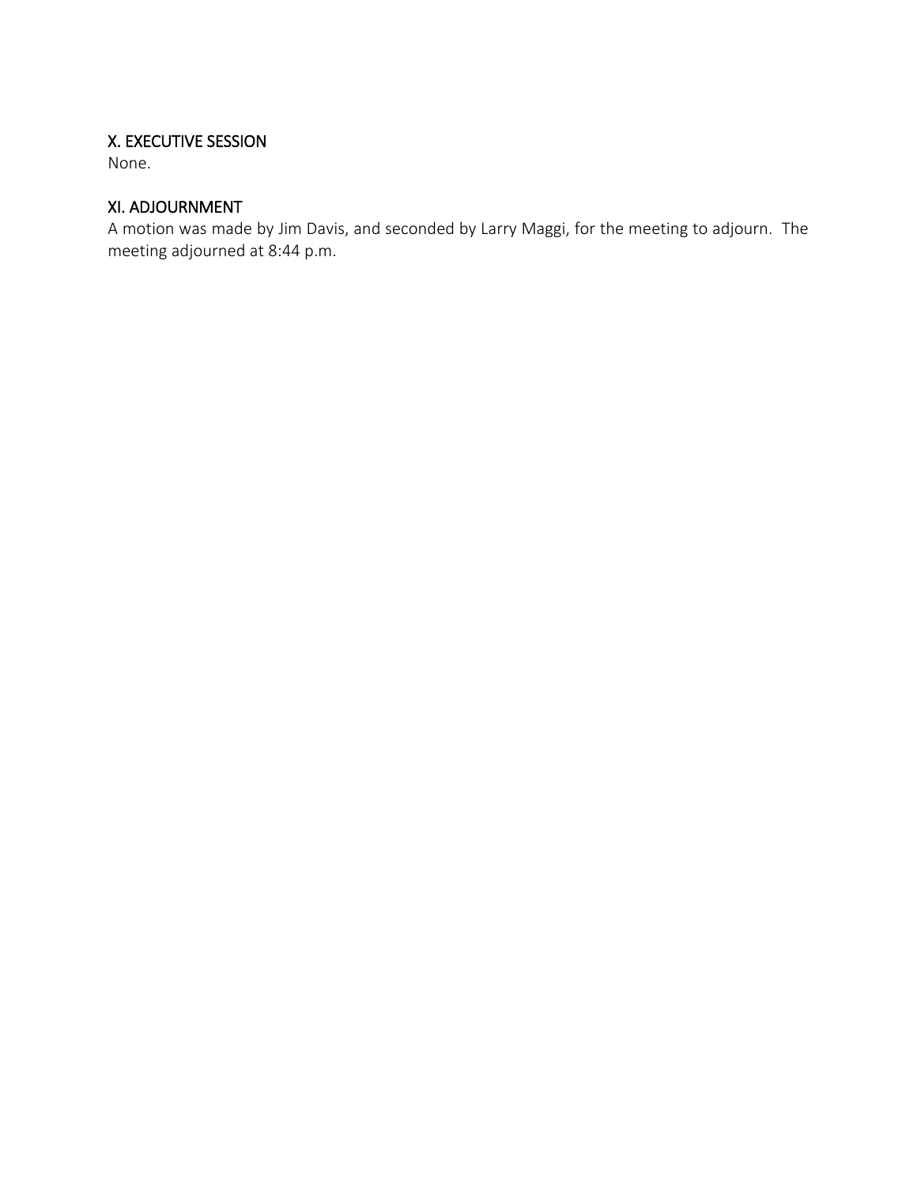## X. EXECUTIVE SESSION

None.

## XI. ADJOURNMENT

A motion was made by Jim Davis, and seconded by Larry Maggi, for the meeting to adjourn. The meeting adjourned at 8:44 p.m.